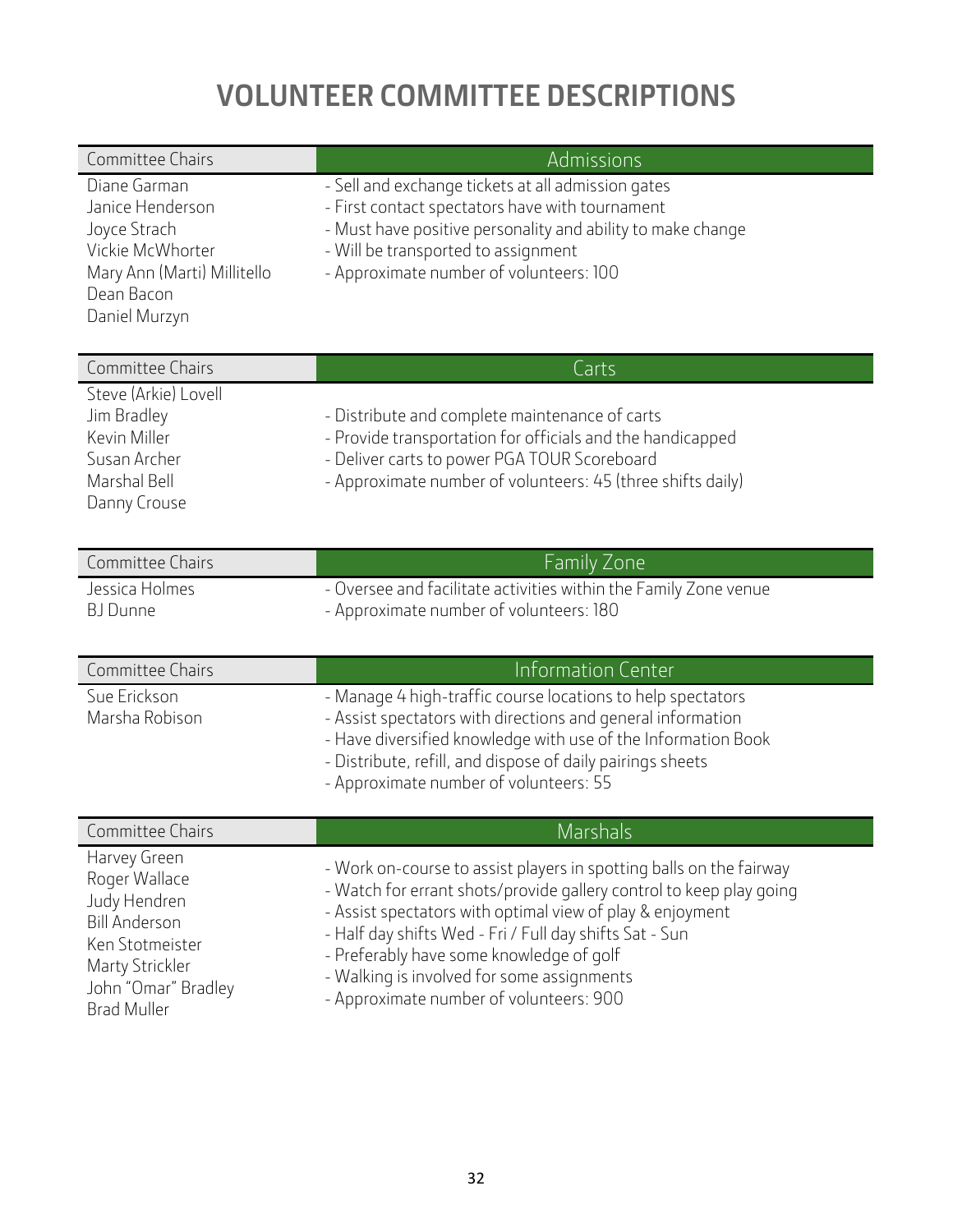# VOLUNTEER COMMITTEE DESCRIPTIONS

| Committee Chairs | Admissions |
| --- | --- |
| Diane Garman<br>Janice Henderson<br>Joyce Strach<br>Vickie McWhorter<br>Mary Ann (Marti) Millitello<br>Dean Bacon<br>Daniel Murzyn | - Sell and exchange tickets at all admission gates<br>- First contact spectators have with tournament<br>- Must have positive personality and ability to make change<br>- Will be transported to assignment<br>- Approximate number of volunteers: 100 |

| Committee Chairs | Carts |
| --- | --- |
| Steve (Arkie) Lovell<br>Jim Bradley<br>Kevin Miller<br>Susan Archer<br>Marshal Bell<br>Danny Crouse | - Distribute and complete maintenance of carts<br>- Provide transportation for officials and the handicapped<br>- Deliver carts to power PGA TOUR Scoreboard<br>- Approximate number of volunteers: 45 (three shifts daily) |

| Committee Chairs | Family Zone |
| --- | --- |
| Jessica Holmes<br>BJ Dunne | - Oversee and facilitate activities within the Family Zone venue<br>- Approximate number of volunteers: 180 |

| Committee Chairs | Information Center |
| --- | --- |
| Sue Erickson<br>Marsha Robison | - Manage 4 high-traffic course locations to help spectators<br>- Assist spectators with directions and general information<br>- Have diversified knowledge with use of the Information Book<br>- Distribute, refill, and dispose of daily pairings sheets<br>- Approximate number of volunteers: 55 |

| Committee Chairs | Marshals |
| --- | --- |
| Harvey Green<br>Roger Wallace<br>Judy Hendren<br>Bill Anderson<br>Ken Stotmeister<br>Marty Strickler<br>John "Omar" Bradley<br>Brad Muller | - Work on-course to assist players in spotting balls on the fairway<br>- Watch for errant shots/provide gallery control to keep play going<br>- Assist spectators with optimal view of play & enjoyment<br>- Half day shifts Wed - Fri / Full day shifts Sat - Sun<br>- Preferably have some knowledge of golf<br>- Walking is involved for some assignments<br>- Approximate number of volunteers: 900 |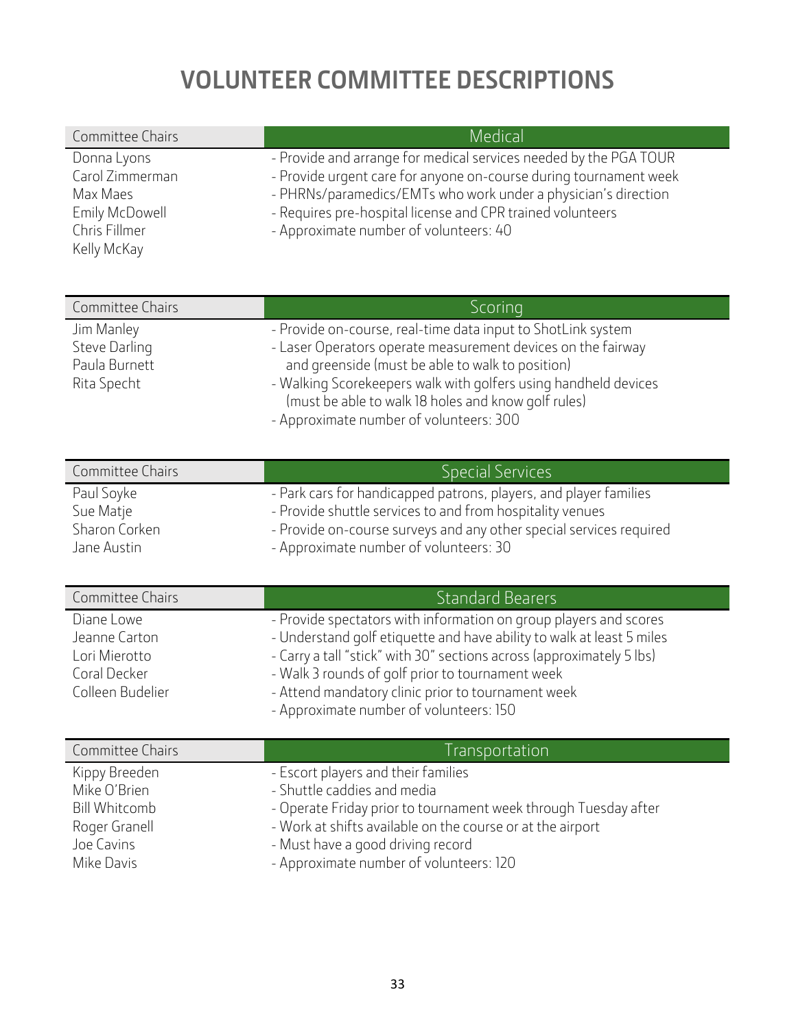# VOLUNTEER COMMITTEE DESCRIPTIONS

| Committee Chairs | Medical |
|---|---|
| Donna Lyons<br>Carol Zimmerman<br>Max Maes<br>Emily McDowell<br>Chris Fillmer<br>Kelly McKay | - Provide and arrange for medical services needed by the PGA TOUR<br>- Provide urgent care for anyone on-course during tournament week<br>- PHRNs/paramedics/EMTs who work under a physician's direction<br>- Requires pre-hospital license and CPR trained volunteers<br>- Approximate number of volunteers: 40 |

| Committee Chairs | Scoring |
|---|---|
| Jim Manley<br>Steve Darling<br>Paula Burnett<br>Rita Specht | - Provide on-course, real-time data input to ShotLink system<br>- Laser Operators operate measurement devices on the fairway and greenside (must be able to walk to position)<br>- Walking Scorekeepers walk with golfers using handheld devices (must be able to walk 18 holes and know golf rules)<br>- Approximate number of volunteers: 300 |

| Committee Chairs | Special Services |
|---|---|
| Paul Soyke<br>Sue Matje<br>Sharon Corken<br>Jane Austin | - Park cars for handicapped patrons, players, and player families<br>- Provide shuttle services to and from hospitality venues<br>- Provide on-course surveys and any other special services required<br>- Approximate number of volunteers: 30 |

| Committee Chairs | Standard Bearers |
|---|---|
| Diane Lowe<br>Jeanne Carton<br>Lori Mierotto<br>Coral Decker<br>Colleen Budelier | - Provide spectators with information on group players and scores<br>- Understand golf etiquette and have ability to walk at least 5 miles<br>- Carry a tall "stick" with 30" sections across (approximately 5 lbs)<br>- Walk 3 rounds of golf prior to tournament week<br>- Attend mandatory clinic prior to tournament week<br>- Approximate number of volunteers: 150 |

| Committee Chairs | Transportation |
|---|---|
| Kippy Breeden<br>Mike O'Brien<br>Bill Whitcomb<br>Roger Granell<br>Joe Cavins<br>Mike Davis | - Escort players and their families<br>- Shuttle caddies and media<br>- Operate Friday prior to tournament week through Tuesday after<br>- Work at shifts available on the course or at the airport<br>- Must have a good driving record<br>- Approximate number of volunteers: 120 |